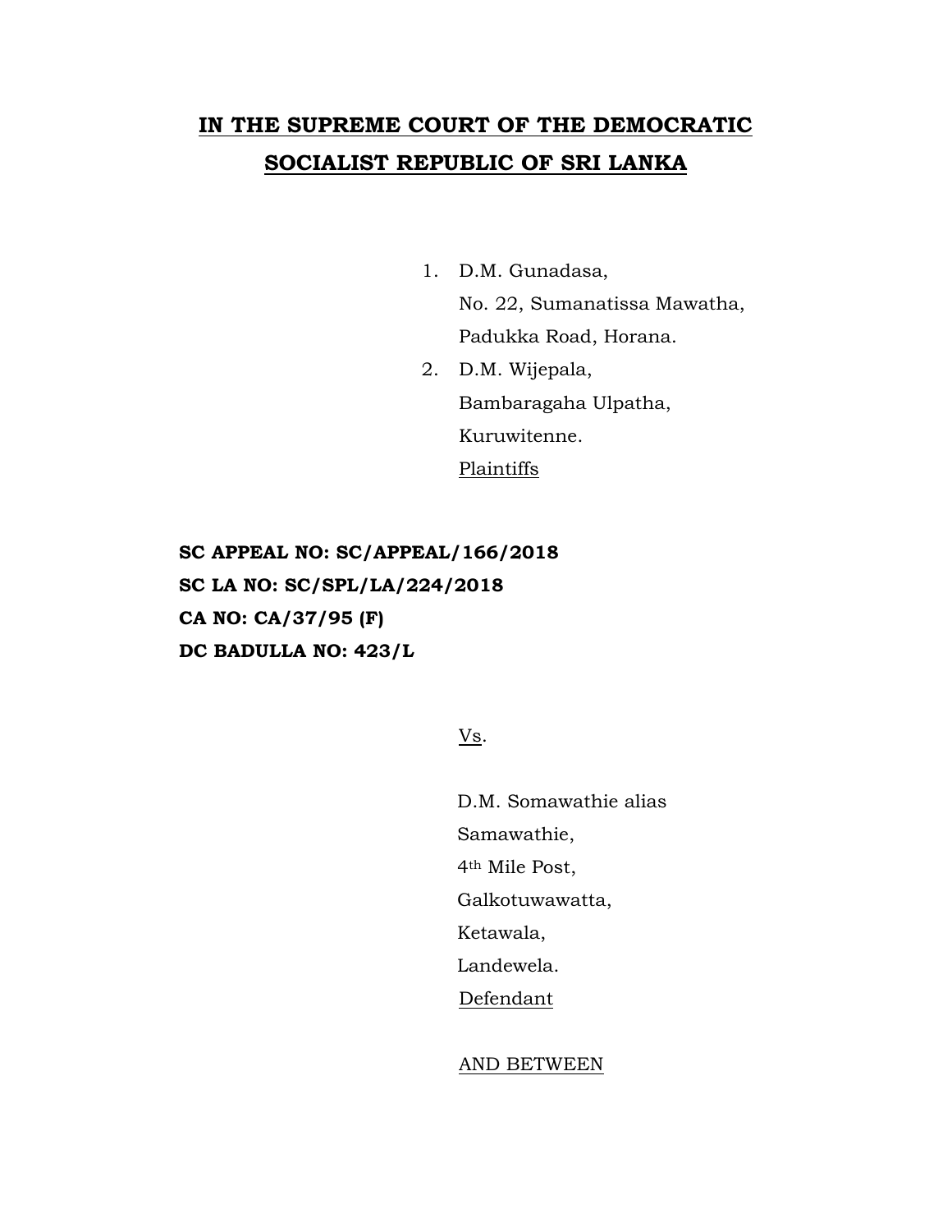# IN THE SUPREME COURT OF THE DEMOCRATIC SOCIALIST REPUBLIC OF SRI LANKA

1. D.M. Gunadasa,
   No. 22, Sumanatissa Mawatha,
   Padukka Road, Horana.
2. D.M. Wijepala,
   Bambaragaha Ulpatha,
   Kuruwitenne.
   Plaintiffs

**SC APPEAL NO: SC/APPEAL/166/2018**
**SC LA NO: SC/SPL/LA/224/2018**
**CA NO: CA/37/95 (F)**
**DC BADULLA NO: 423/L**

Vs.

D.M. Somawathie alias
Samawathie,
4th Mile Post,
Galkotuwawatta,
Ketawala,
Landewela.
Defendant

AND BETWEEN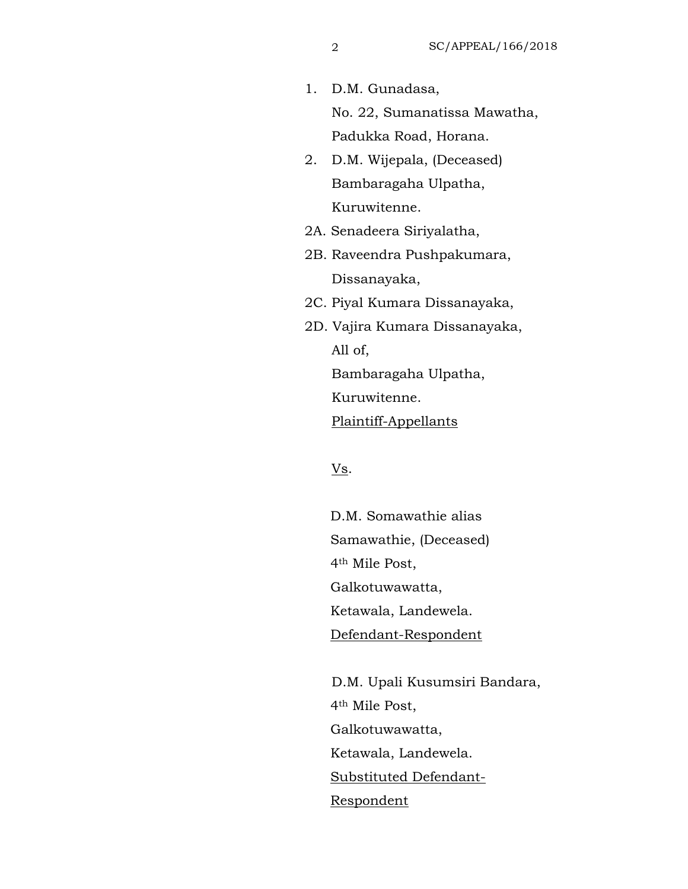1. D.M. Gunadasa,
   No. 22, Sumanatissa Mawatha,
   Padukka Road, Horana.
2. D.M. Wijepala, (Deceased)
   Bambaragaha Ulpatha,
   Kuruwitenne.

2A. Senadeera Siriyalatha,

2B. Raveendra Pushpakumara,
Dissanayaka,

2C. Piyal Kumara Dissanayaka,

2D. Vajira Kumara Dissanayaka,
All of,
Bambaragaha Ulpatha,
Kuruwitenne.
Plaintiff-Appellants

Vs.

D.M. Somawathie alias
Samawathie, (Deceased)
4th Mile Post,
Galkotuwawatta,
Ketawala, Landewela.
Defendant-Respondent

D.M. Upali Kusumsiri Bandara,
4th Mile Post,
Galkotuwawatta,
Ketawala, Landewela.
Substituted Defendant-
Respondent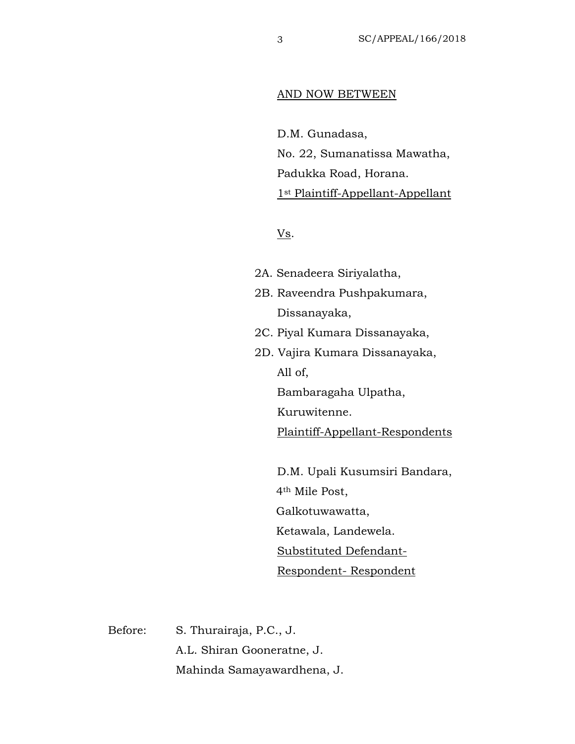AND NOW BETWEEN

D.M. Gunadasa,
No. 22, Sumanatissa Mawatha,
Padukka Road, Horana.
1st Plaintiff-Appellant-Appellant

Vs.

2A. Senadeera Siriyalatha,
2B. Raveendra Pushpakumara, Dissanayaka,
2C. Piyal Kumara Dissanayaka,
2D. Vajira Kumara Dissanayaka,
All of,
Bambaragaha Ulpatha,
Kuruwitenne.
Plaintiff-Appellant-Respondents

D.M. Upali Kusumsiri Bandara,
4th Mile Post,
Galkotuwawatta,
Ketawala, Landewela.
Substituted Defendant-Respondent- Respondent

Before: S. Thurairaja, P.C., J.
A.L. Shiran Gooneratne, J.
Mahinda Samayawardhena, J.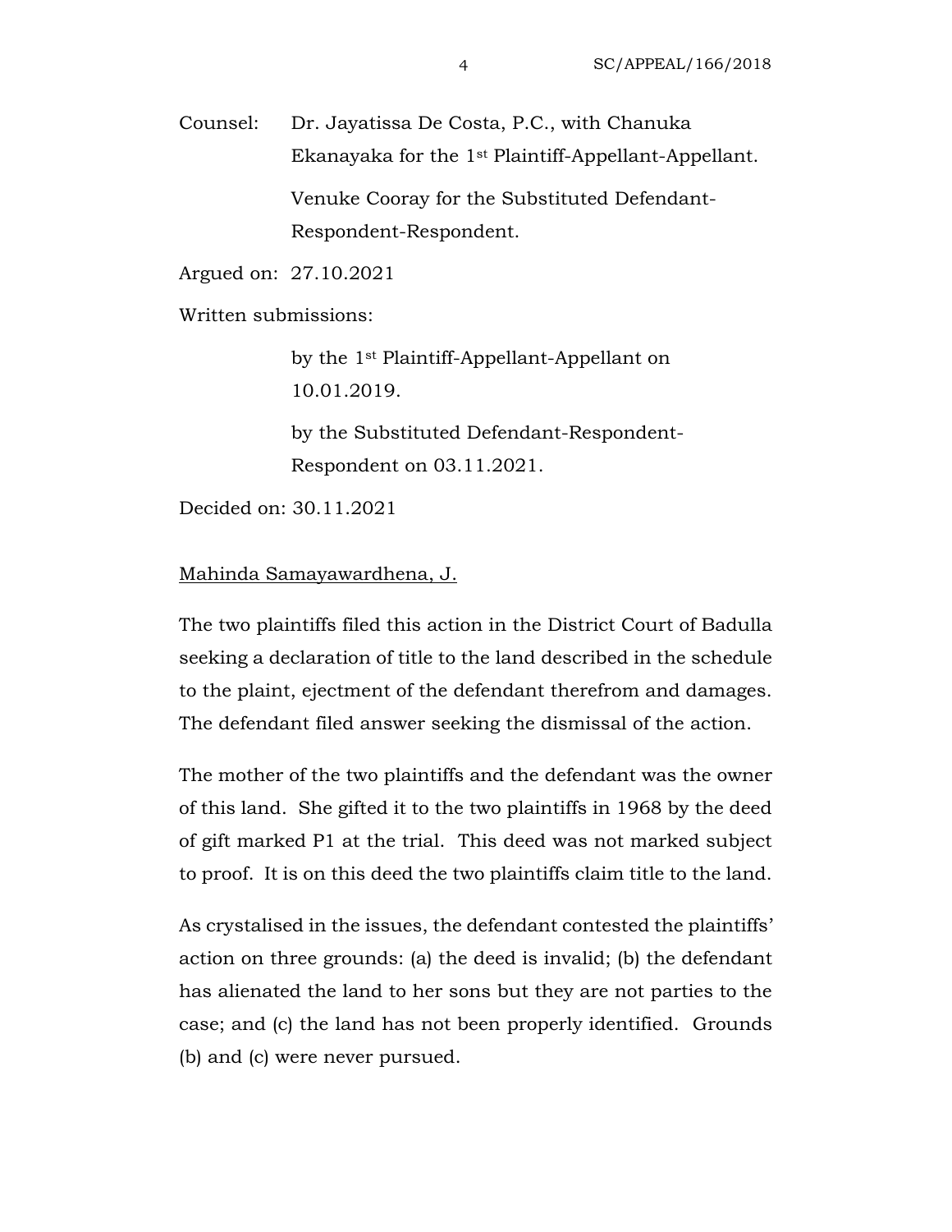Counsel: Dr. Jayatissa De Costa, P.C., with Chanuka Ekanayaka for the 1st Plaintiff-Appellant-Appellant.

Venuke Cooray for the Substituted Defendant-Respondent-Respondent.

Argued on: 27.10.2021

Written submissions:

by the 1st Plaintiff-Appellant-Appellant on 10.01.2019.

by the Substituted Defendant-Respondent-Respondent on 03.11.2021.

Decided on: 30.11.2021

Mahinda Samayawardhena, J.

The two plaintiffs filed this action in the District Court of Badulla seeking a declaration of title to the land described in the schedule to the plaint, ejectment of the defendant therefrom and damages. The defendant filed answer seeking the dismissal of the action.

The mother of the two plaintiffs and the defendant was the owner of this land. She gifted it to the two plaintiffs in 1968 by the deed of gift marked P1 at the trial. This deed was not marked subject to proof. It is on this deed the two plaintiffs claim title to the land.

As crystalised in the issues, the defendant contested the plaintiffs' action on three grounds: (a) the deed is invalid; (b) the defendant has alienated the land to her sons but they are not parties to the case; and (c) the land has not been properly identified. Grounds (b) and (c) were never pursued.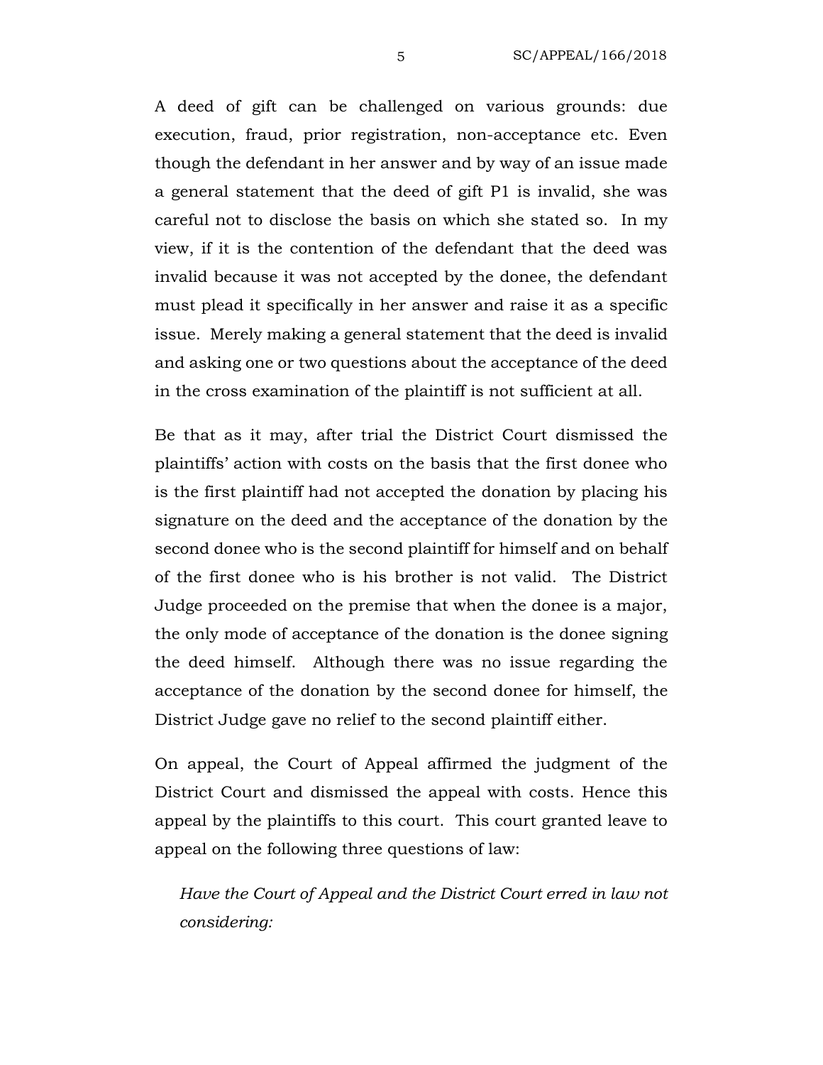A deed of gift can be challenged on various grounds: due execution, fraud, prior registration, non-acceptance etc. Even though the defendant in her answer and by way of an issue made a general statement that the deed of gift P1 is invalid, she was careful not to disclose the basis on which she stated so. In my view, if it is the contention of the defendant that the deed was invalid because it was not accepted by the donee, the defendant must plead it specifically in her answer and raise it as a specific issue. Merely making a general statement that the deed is invalid and asking one or two questions about the acceptance of the deed in the cross examination of the plaintiff is not sufficient at all.

Be that as it may, after trial the District Court dismissed the plaintiffs' action with costs on the basis that the first donee who is the first plaintiff had not accepted the donation by placing his signature on the deed and the acceptance of the donation by the second donee who is the second plaintiff for himself and on behalf of the first donee who is his brother is not valid. The District Judge proceeded on the premise that when the donee is a major, the only mode of acceptance of the donation is the donee signing the deed himself. Although there was no issue regarding the acceptance of the donation by the second donee for himself, the District Judge gave no relief to the second plaintiff either.

On appeal, the Court of Appeal affirmed the judgment of the District Court and dismissed the appeal with costs. Hence this appeal by the plaintiffs to this court. This court granted leave to appeal on the following three questions of law:

*Have the Court of Appeal and the District Court erred in law not considering:*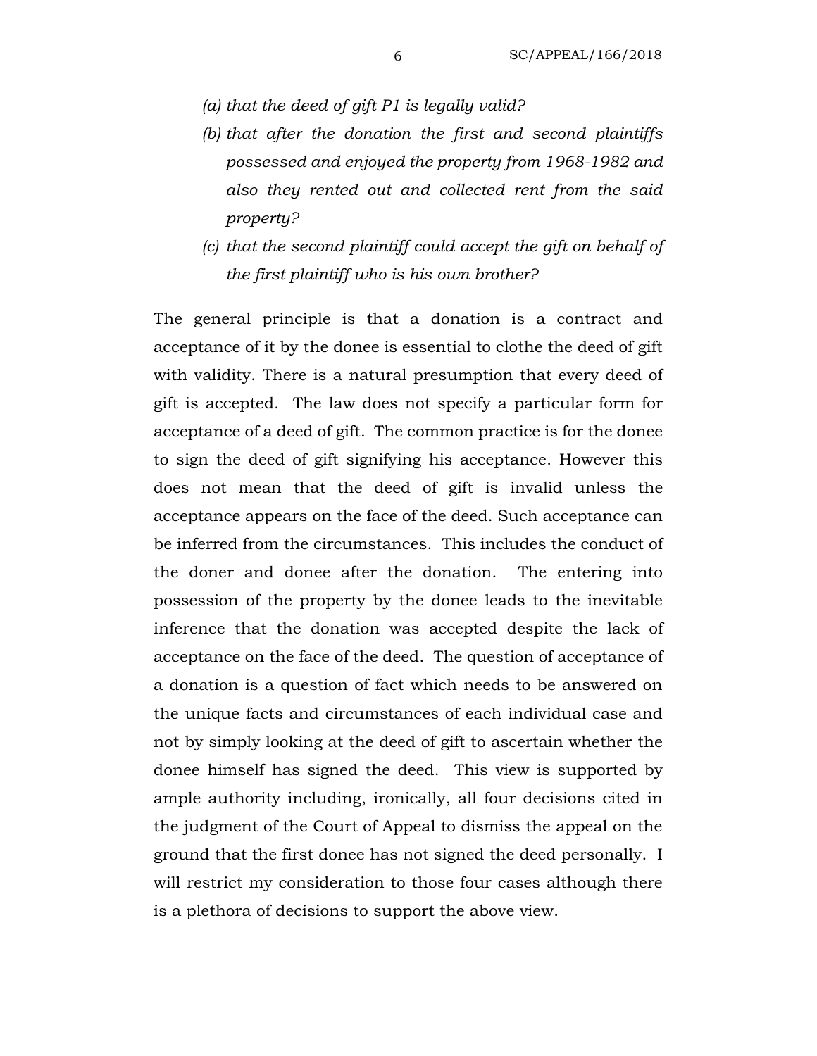*(a) that the deed of gift P1 is legally valid?*

*(b) that after the donation the first and second plaintiffs possessed and enjoyed the property from 1968-1982 and also they rented out and collected rent from the said property?*

*(c) that the second plaintiff could accept the gift on behalf of the first plaintiff who is his own brother?*

The general principle is that a donation is a contract and acceptance of it by the donee is essential to clothe the deed of gift with validity. There is a natural presumption that every deed of gift is accepted. The law does not specify a particular form for acceptance of a deed of gift. The common practice is for the donee to sign the deed of gift signifying his acceptance. However this does not mean that the deed of gift is invalid unless the acceptance appears on the face of the deed. Such acceptance can be inferred from the circumstances. This includes the conduct of the doner and donee after the donation. The entering into possession of the property by the donee leads to the inevitable inference that the donation was accepted despite the lack of acceptance on the face of the deed. The question of acceptance of a donation is a question of fact which needs to be answered on the unique facts and circumstances of each individual case and not by simply looking at the deed of gift to ascertain whether the donee himself has signed the deed. This view is supported by ample authority including, ironically, all four decisions cited in the judgment of the Court of Appeal to dismiss the appeal on the ground that the first donee has not signed the deed personally. I will restrict my consideration to those four cases although there is a plethora of decisions to support the above view.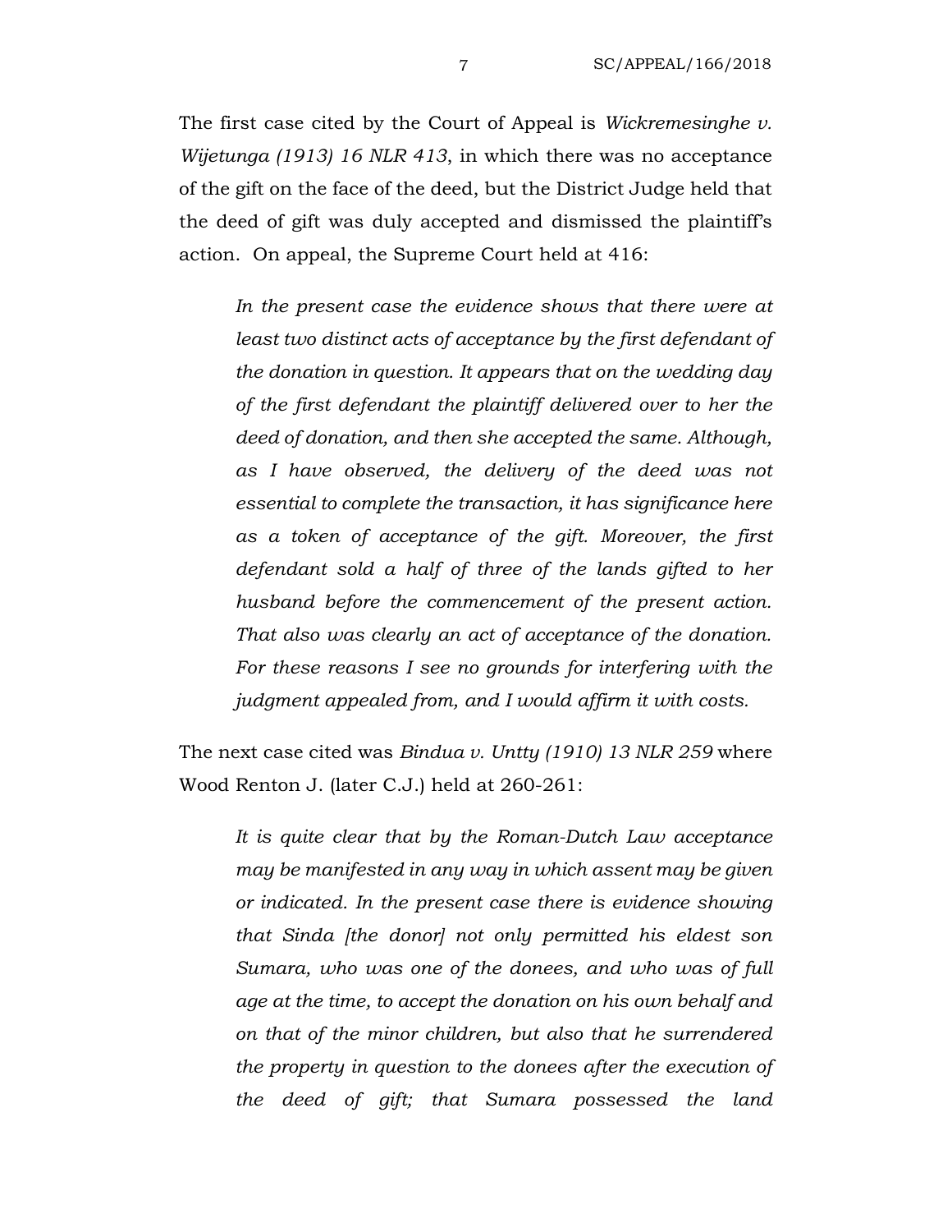The first case cited by the Court of Appeal is *Wickremesinghe v. Wijetunga (1913) 16 NLR 413*, in which there was no acceptance of the gift on the face of the deed, but the District Judge held that the deed of gift was duly accepted and dismissed the plaintiff's action. On appeal, the Supreme Court held at 416:

> *In the present case the evidence shows that there were at least two distinct acts of acceptance by the first defendant of the donation in question. It appears that on the wedding day of the first defendant the plaintiff delivered over to her the deed of donation, and then she accepted the same. Although, as I have observed, the delivery of the deed was not essential to complete the transaction, it has significance here as a token of acceptance of the gift. Moreover, the first defendant sold a half of three of the lands gifted to her husband before the commencement of the present action. That also was clearly an act of acceptance of the donation. For these reasons I see no grounds for interfering with the judgment appealed from, and I would affirm it with costs.*

The next case cited was *Bindua v. Untty (1910) 13 NLR 259* where Wood Renton J. (later C.J.) held at 260-261:

> *It is quite clear that by the Roman-Dutch Law acceptance may be manifested in any way in which assent may be given or indicated. In the present case there is evidence showing that Sinda [the donor] not only permitted his eldest son Sumara, who was one of the donees, and who was of full age at the time, to accept the donation on his own behalf and on that of the minor children, but also that he surrendered the property in question to the donees after the execution of the deed of gift; that Sumara possessed the land*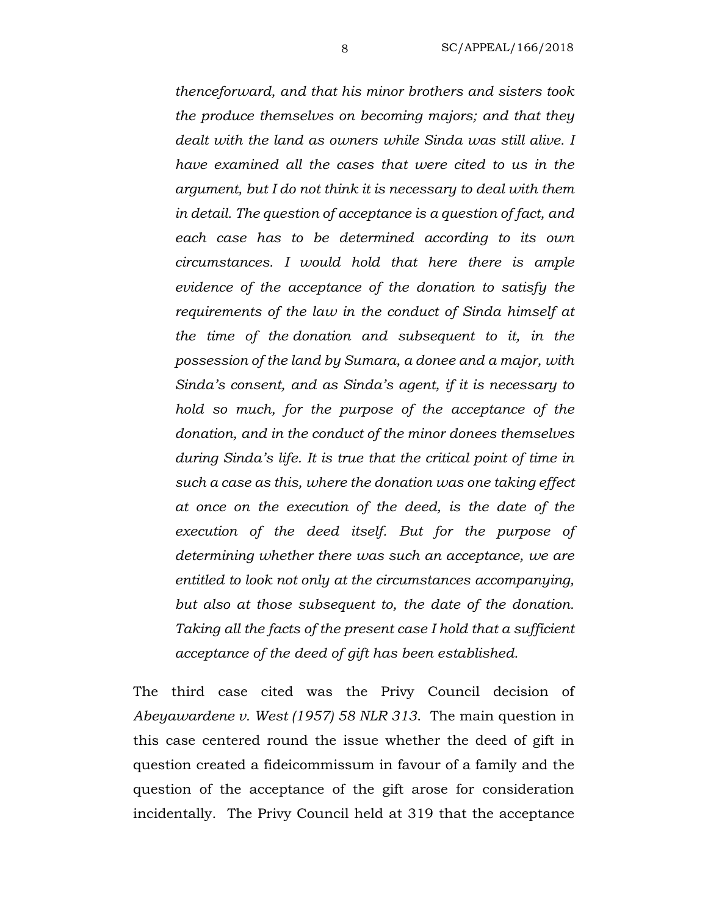> *thenceforward, and that his minor brothers and sisters took the produce themselves on becoming majors; and that they dealt with the land as owners while Sinda was still alive. I have examined all the cases that were cited to us in the argument, but I do not think it is necessary to deal with them in detail. The question of acceptance is a question of fact, and each case has to be determined according to its own circumstances. I would hold that here there is ample evidence of the acceptance of the donation to satisfy the requirements of the law in the conduct of Sinda himself at the time of the donation and subsequent to it, in the possession of the land by Sumara, a donee and a major, with Sinda's consent, and as Sinda's agent, if it is necessary to hold so much, for the purpose of the acceptance of the donation, and in the conduct of the minor donees themselves during Sinda's life. It is true that the critical point of time in such a case as this, where the donation was one taking effect at once on the execution of the deed, is the date of the execution of the deed itself. But for the purpose of determining whether there was such an acceptance, we are entitled to look not only at the circumstances accompanying, but also at those subsequent to, the date of the donation. Taking all the facts of the present case I hold that a sufficient acceptance of the deed of gift has been established.*

The third case cited was the Privy Council decision of *Abeyawardene v. West (1957) 58 NLR 313*. The main question in this case centered round the issue whether the deed of gift in question created a fideicommissum in favour of a family and the question of the acceptance of the gift arose for consideration incidentally. The Privy Council held at 319 that the acceptance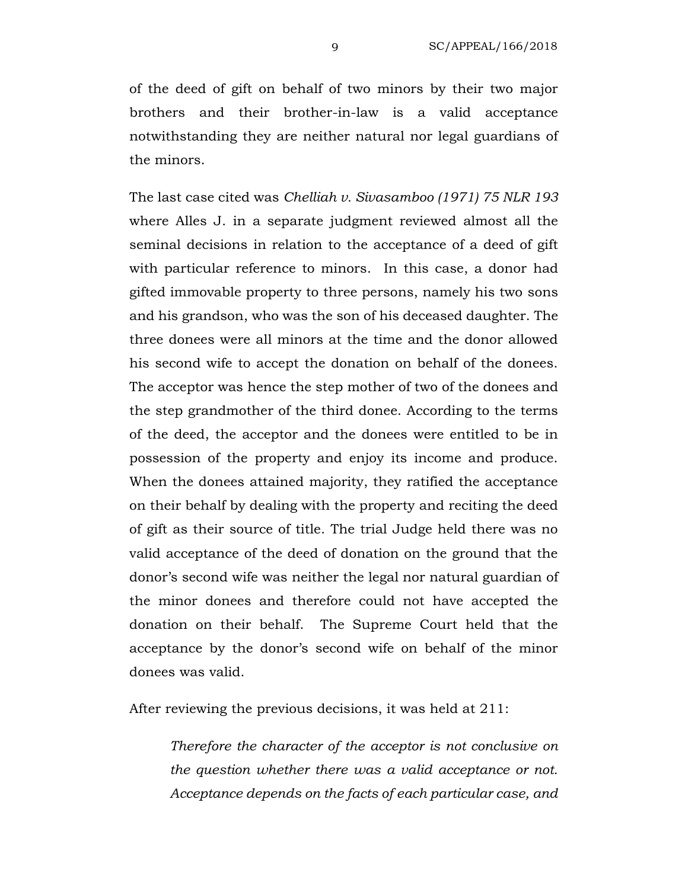of the deed of gift on behalf of two minors by their two major brothers and their brother-in-law is a valid acceptance notwithstanding they are neither natural nor legal guardians of the minors.

The last case cited was *Chelliah v. Sivasamboo (1971) 75 NLR 193* where Alles J. in a separate judgment reviewed almost all the seminal decisions in relation to the acceptance of a deed of gift with particular reference to minors. In this case, a donor had gifted immovable property to three persons, namely his two sons and his grandson, who was the son of his deceased daughter. The three donees were all minors at the time and the donor allowed his second wife to accept the donation on behalf of the donees. The acceptor was hence the step mother of two of the donees and the step grandmother of the third donee. According to the terms of the deed, the acceptor and the donees were entitled to be in possession of the property and enjoy its income and produce. When the donees attained majority, they ratified the acceptance on their behalf by dealing with the property and reciting the deed of gift as their source of title. The trial Judge held there was no valid acceptance of the deed of donation on the ground that the donor's second wife was neither the legal nor natural guardian of the minor donees and therefore could not have accepted the donation on their behalf. The Supreme Court held that the acceptance by the donor's second wife on behalf of the minor donees was valid.

After reviewing the previous decisions, it was held at 211:

> *Therefore the character of the acceptor is not conclusive on the question whether there was a valid acceptance or not. Acceptance depends on the facts of each particular case, and*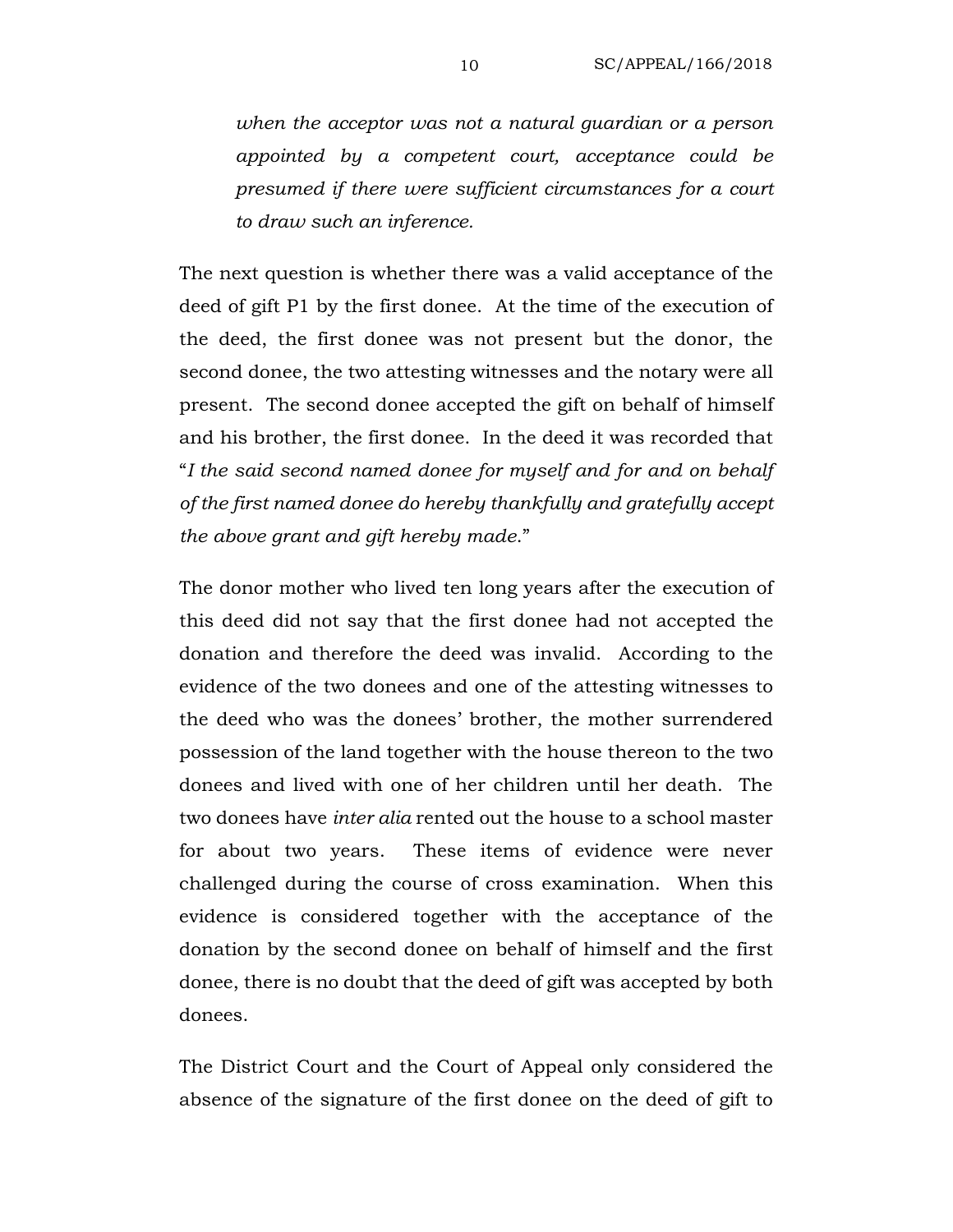*when the acceptor was not a natural guardian or a person appointed by a competent court, acceptance could be presumed if there were sufficient circumstances for a court to draw such an inference.*

The next question is whether there was a valid acceptance of the deed of gift P1 by the first donee. At the time of the execution of the deed, the first donee was not present but the donor, the second donee, the two attesting witnesses and the notary were all present. The second donee accepted the gift on behalf of himself and his brother, the first donee. In the deed it was recorded that "*I the said second named donee for myself and for and on behalf of the first named donee do hereby thankfully and gratefully accept the above grant and gift hereby made*."

The donor mother who lived ten long years after the execution of this deed did not say that the first donee had not accepted the donation and therefore the deed was invalid. According to the evidence of the two donees and one of the attesting witnesses to the deed who was the donees' brother, the mother surrendered possession of the land together with the house thereon to the two donees and lived with one of her children until her death. The two donees have *inter alia* rented out the house to a school master for about two years. These items of evidence were never challenged during the course of cross examination. When this evidence is considered together with the acceptance of the donation by the second donee on behalf of himself and the first donee, there is no doubt that the deed of gift was accepted by both donees.

The District Court and the Court of Appeal only considered the absence of the signature of the first donee on the deed of gift to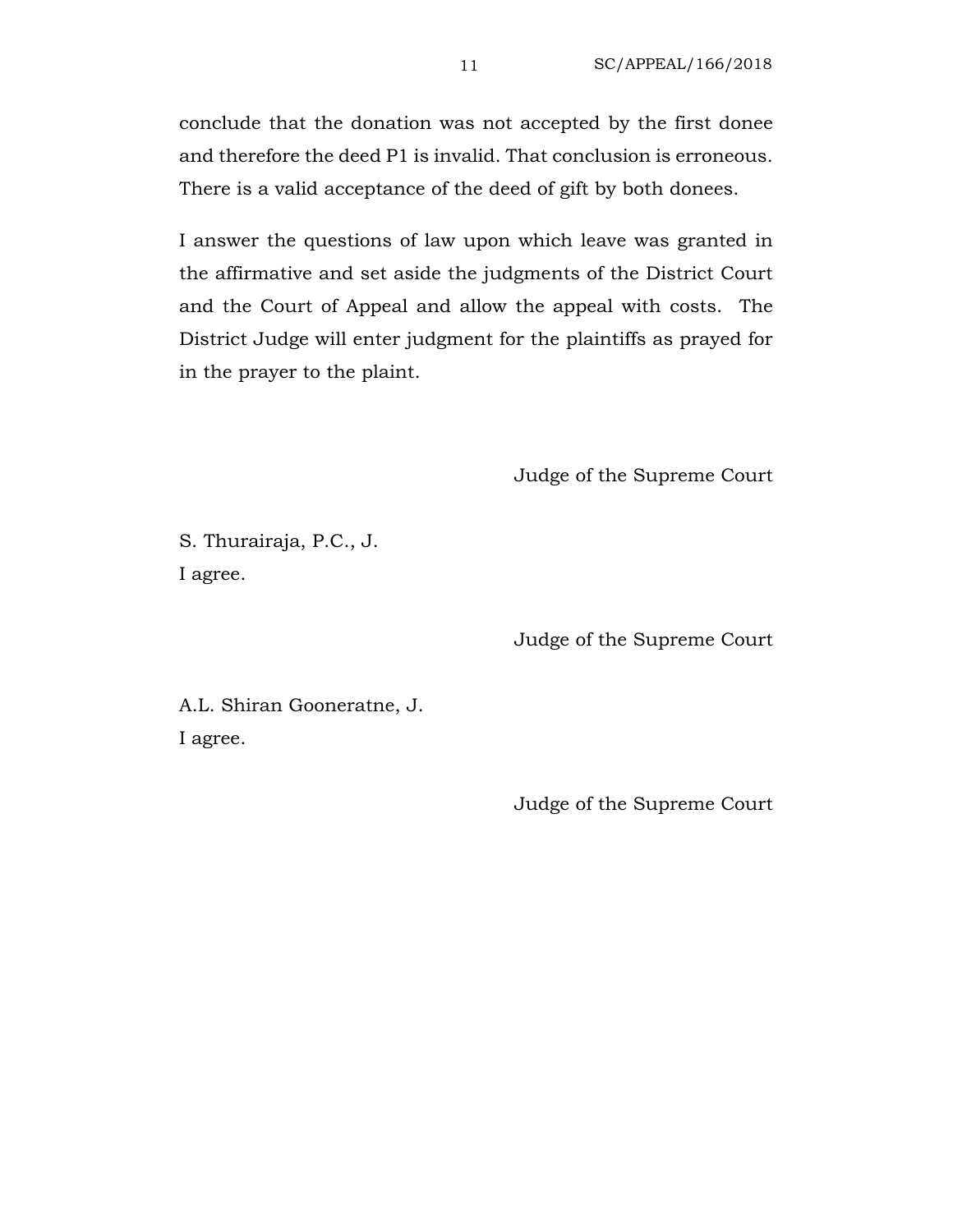conclude that the donation was not accepted by the first donee and therefore the deed P1 is invalid. That conclusion is erroneous. There is a valid acceptance of the deed of gift by both donees.

I answer the questions of law upon which leave was granted in the affirmative and set aside the judgments of the District Court and the Court of Appeal and allow the appeal with costs. The District Judge will enter judgment for the plaintiffs as prayed for in the prayer to the plaint.

Judge of the Supreme Court

S. Thurairaja, P.C., J.

I agree.

Judge of the Supreme Court

A.L. Shiran Gooneratne, J.

I agree.

Judge of the Supreme Court